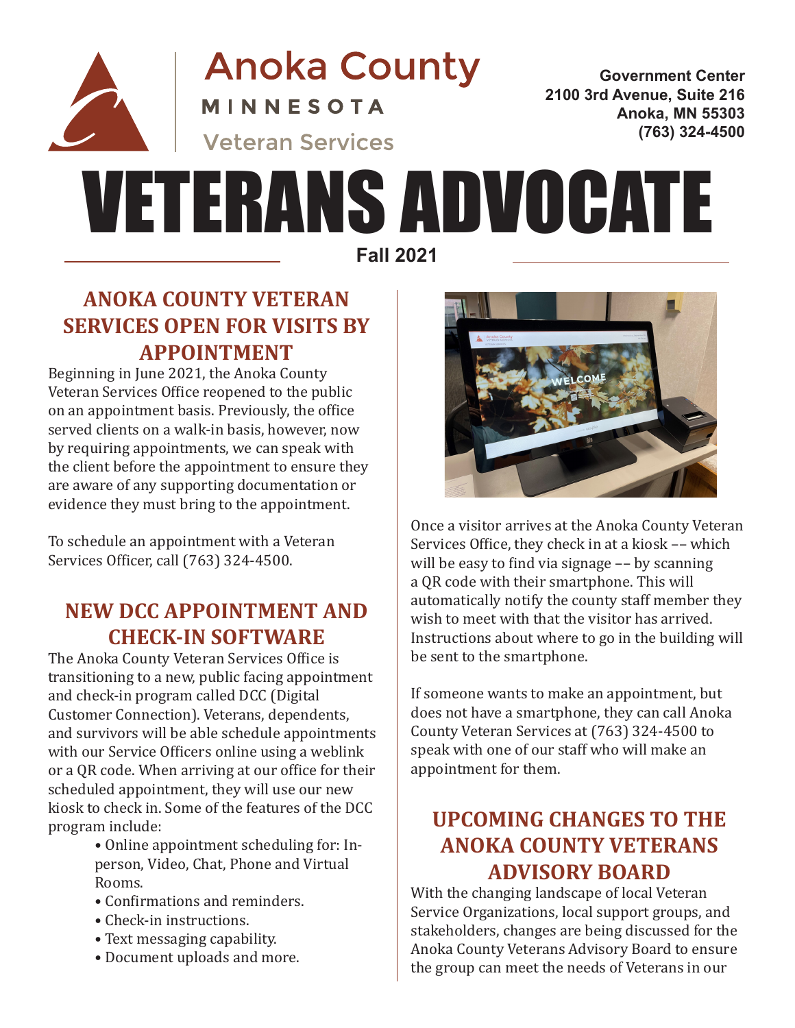Anoka County
MINNESOTA
Veteran Services

Government Center
2100 3rd Avenue, Suite 216
Anoka, MN 55303
(763) 324-4500

# VETERANS ADVOCATE

**Fall 2021**

## ANOKA COUNTY VETERAN SERVICES OPEN FOR VISITS BY APPOINTMENT

Beginning in June 2021, the Anoka County Veteran Services Office reopened to the public on an appointment basis. Previously, the office served clients on a walk-in basis, however, now by requiring appointments, we can speak with the client before the appointment to ensure they are aware of any supporting documentation or evidence they must bring to the appointment.

To schedule an appointment with a Veteran Services Officer, call (763) 324-4500.

## NEW DCC APPOINTMENT AND CHECK-IN SOFTWARE

The Anoka County Veteran Services Office is transitioning to a new, public facing appointment and check-in program called DCC (Digital Customer Connection). Veterans, dependents, and survivors will be able schedule appointments with our Service Officers online using a weblink or a QR code. When arriving at our office for their scheduled appointment, they will use our new kiosk to check in. Some of the features of the DCC program include:

- Online appointment scheduling for: In-person, Video, Chat, Phone and Virtual Rooms.
- Confirmations and reminders.
- Check-in instructions.
- Text messaging capability.
- Document uploads and more.

Once a visitor arrives at the Anoka County Veteran Services Office, they check in at a kiosk –– which will be easy to find via signage –– by scanning a QR code with their smartphone. This will automatically notify the county staff member they wish to meet with that the visitor has arrived. Instructions about where to go in the building will be sent to the smartphone.

If someone wants to make an appointment, but does not have a smartphone, they can call Anoka County Veteran Services at (763) 324-4500 to speak with one of our staff who will make an appointment for them.

## UPCOMING CHANGES TO THE ANOKA COUNTY VETERANS ADVISORY BOARD

With the changing landscape of local Veteran Service Organizations, local support groups, and stakeholders, changes are being discussed for the Anoka County Veterans Advisory Board to ensure the group can meet the needs of Veterans in our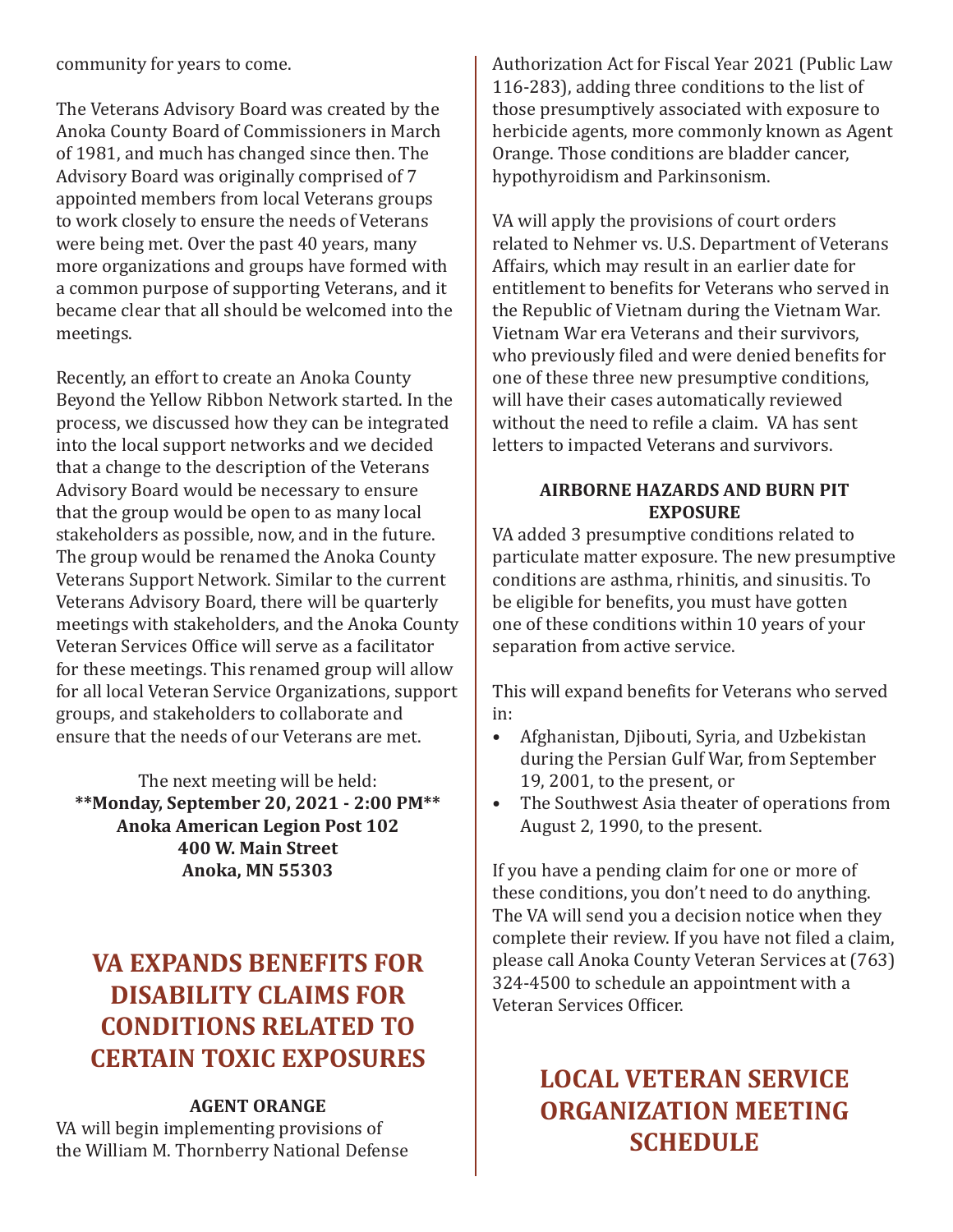community for years to come.

The Veterans Advisory Board was created by the Anoka County Board of Commissioners in March of 1981, and much has changed since then. The Advisory Board was originally comprised of 7 appointed members from local Veterans groups to work closely to ensure the needs of Veterans were being met. Over the past 40 years, many more organizations and groups have formed with a common purpose of supporting Veterans, and it became clear that all should be welcomed into the meetings.

Recently, an effort to create an Anoka County Beyond the Yellow Ribbon Network started. In the process, we discussed how they can be integrated into the local support networks and we decided that a change to the description of the Veterans Advisory Board would be necessary to ensure that the group would be open to as many local stakeholders as possible, now, and in the future. The group would be renamed the Anoka County Veterans Support Network. Similar to the current Veterans Advisory Board, there will be quarterly meetings with stakeholders, and the Anoka County Veteran Services Office will serve as a facilitator for these meetings. This renamed group will allow for all local Veteran Service Organizations, support groups, and stakeholders to collaborate and ensure that the needs of our Veterans are met.

The next meeting will be held:
**\*\*Monday, September 20, 2021 - 2:00 PM\*\***
**Anoka American Legion Post 102**
**400 W. Main Street**
**Anoka, MN 55303**

## VA EXPANDS BENEFITS FOR DISABILITY CLAIMS FOR CONDITIONS RELATED TO CERTAIN TOXIC EXPOSURES

### AGENT ORANGE

VA will begin implementing provisions of the William M. Thornberry National Defense Authorization Act for Fiscal Year 2021 (Public Law 116-283), adding three conditions to the list of those presumptively associated with exposure to herbicide agents, more commonly known as Agent Orange. Those conditions are bladder cancer, hypothyroidism and Parkinsonism.

VA will apply the provisions of court orders related to Nehmer vs. U.S. Department of Veterans Affairs, which may result in an earlier date for entitlement to benefits for Veterans who served in the Republic of Vietnam during the Vietnam War. Vietnam War era Veterans and their survivors, who previously filed and were denied benefits for one of these three new presumptive conditions, will have their cases automatically reviewed without the need to refile a claim. VA has sent letters to impacted Veterans and survivors.

### AIRBORNE HAZARDS AND BURN PIT EXPOSURE

VA added 3 presumptive conditions related to particulate matter exposure. The new presumptive conditions are asthma, rhinitis, and sinusitis. To be eligible for benefits, you must have gotten one of these conditions within 10 years of your separation from active service.

This will expand benefits for Veterans who served in:

- Afghanistan, Djibouti, Syria, and Uzbekistan during the Persian Gulf War, from September 19, 2001, to the present, or
- The Southwest Asia theater of operations from August 2, 1990, to the present.

If you have a pending claim for one or more of these conditions, you don't need to do anything. The VA will send you a decision notice when they complete their review. If you have not filed a claim, please call Anoka County Veteran Services at (763) 324-4500 to schedule an appointment with a Veteran Services Officer.

## LOCAL VETERAN SERVICE ORGANIZATION MEETING SCHEDULE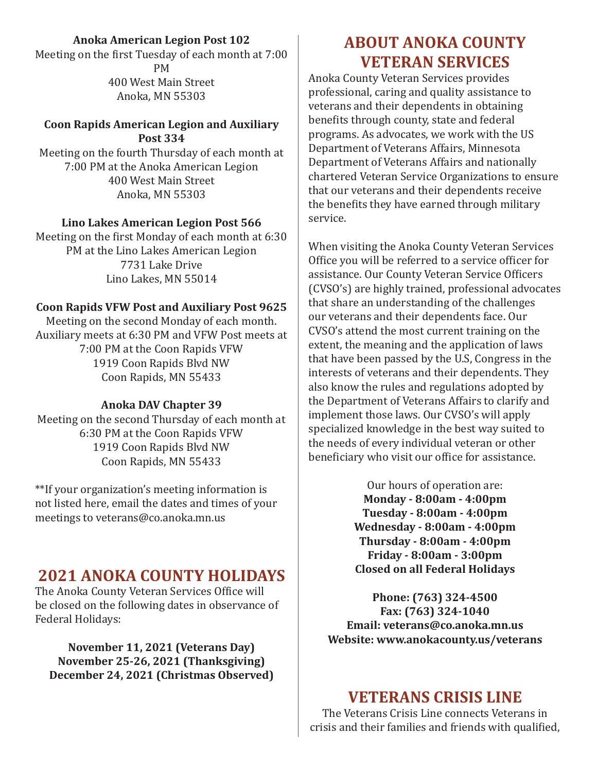**Anoka American Legion Post 102**
Meeting on the first Tuesday of each month at 7:00 PM
400 West Main Street
Anoka, MN 55303

**Coon Rapids American Legion and Auxiliary Post 334**
Meeting on the fourth Thursday of each month at 7:00 PM at the Anoka American Legion
400 West Main Street
Anoka, MN 55303

**Lino Lakes American Legion Post 566**
Meeting on the first Monday of each month at 6:30 PM at the Lino Lakes American Legion
7731 Lake Drive
Lino Lakes, MN 55014

**Coon Rapids VFW Post and Auxiliary Post 9625**
Meeting on the second Monday of each month. Auxiliary meets at 6:30 PM and VFW Post meets at 7:00 PM at the Coon Rapids VFW
1919 Coon Rapids Blvd NW
Coon Rapids, MN 55433

**Anoka DAV Chapter 39**
Meeting on the second Thursday of each month at 6:30 PM at the Coon Rapids VFW
1919 Coon Rapids Blvd NW
Coon Rapids, MN 55433

**If your organization's meeting information is not listed here, email the dates and times of your meetings to veterans@co.anoka.mn.us

## 2021 ANOKA COUNTY HOLIDAYS

The Anoka County Veteran Services Office will be closed on the following dates in observance of Federal Holidays:

**November 11, 2021 (Veterans Day)**
**November 25-26, 2021 (Thanksgiving)**
**December 24, 2021 (Christmas Observed)**

## ABOUT ANOKA COUNTY VETERAN SERVICES

Anoka County Veteran Services provides professional, caring and quality assistance to veterans and their dependents in obtaining benefits through county, state and federal programs. As advocates, we work with the US Department of Veterans Affairs, Minnesota Department of Veterans Affairs and nationally chartered Veteran Service Organizations to ensure that our veterans and their dependents receive the benefits they have earned through military service.

When visiting the Anoka County Veteran Services Office you will be referred to a service officer for assistance. Our County Veteran Service Officers (CVSO's) are highly trained, professional advocates that share an understanding of the challenges our veterans and their dependents face. Our CVSO's attend the most current training on the extent, the meaning and the application of laws that have been passed by the U.S, Congress in the interests of veterans and their dependents. They also know the rules and regulations adopted by the Department of Veterans Affairs to clarify and implement those laws. Our CVSO's will apply specialized knowledge in the best way suited to the needs of every individual veteran or other beneficiary who visit our office for assistance.

Our hours of operation are:
**Monday - 8:00am - 4:00pm**
**Tuesday - 8:00am - 4:00pm**
**Wednesday - 8:00am - 4:00pm**
**Thursday - 8:00am - 4:00pm**
**Friday - 8:00am - 3:00pm**
**Closed on all Federal Holidays**

**Phone: (763) 324-4500**
**Fax: (763) 324-1040**
**Email: veterans@co.anoka.mn.us**
**Website: www.anokacounty.us/veterans**

## VETERANS CRISIS LINE

The Veterans Crisis Line connects Veterans in crisis and their families and friends with qualified,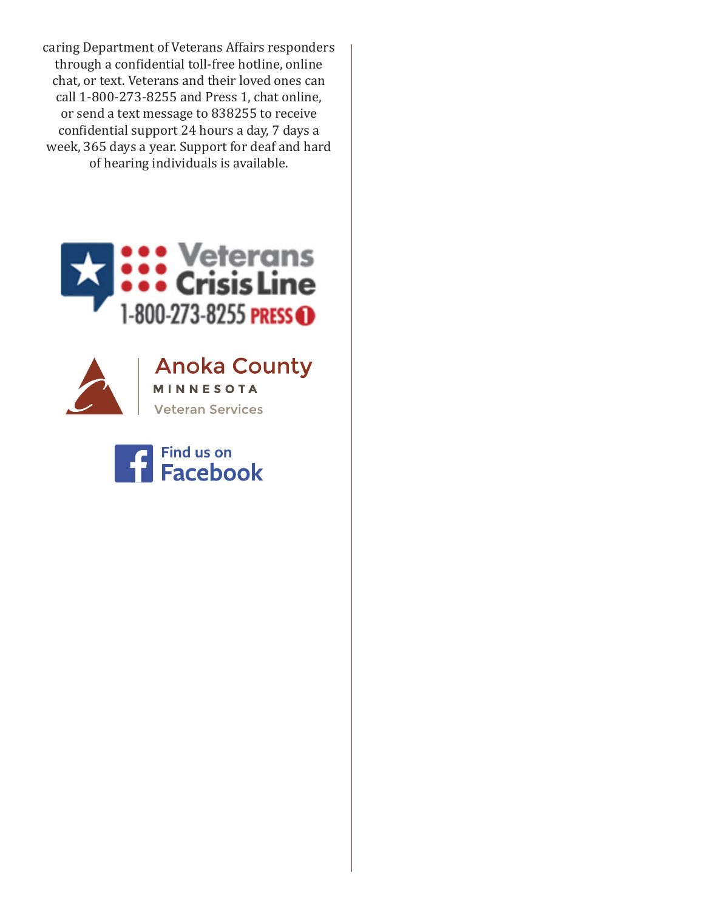caring Department of Veterans Affairs responders through a confidential toll-free hotline, online chat, or text. Veterans and their loved ones can call 1-800-273-8255 and Press 1, chat online, or send a text message to 838255 to receive confidential support 24 hours a day, 7 days a week, 365 days a year. Support for deaf and hard of hearing individuals is available.

Veterans Crisis Line
1-800-273-8255 PRESS 1

Anoka County
MINNESOTA
Veteran Services

Find us on Facebook